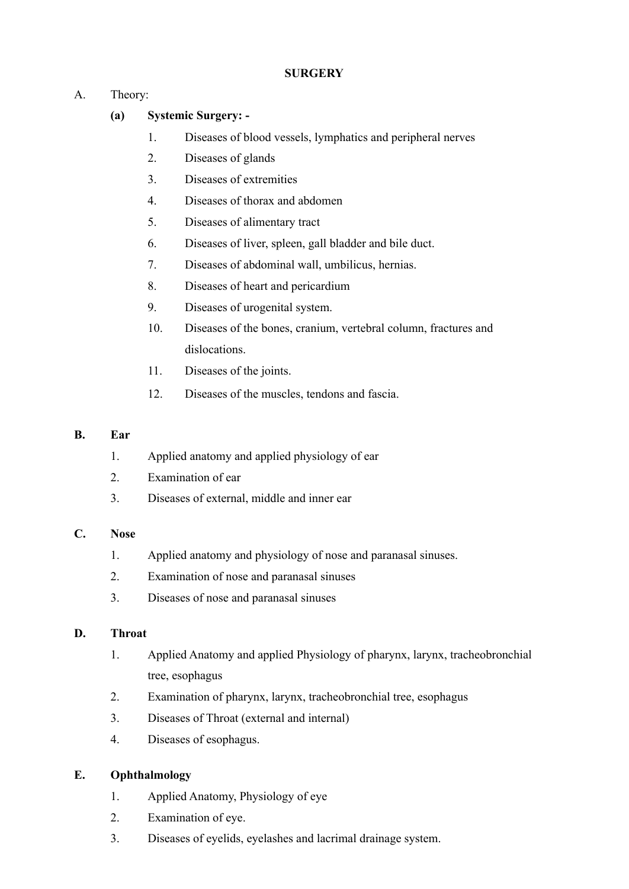# SURGERY

A. Theory:

**(a) Systemic Surgery: -**

1. Diseases of blood vessels, lymphatics and peripheral nerves
2. Diseases of glands
3. Diseases of extremities
4. Diseases of thorax and abdomen
5. Diseases of alimentary tract
6. Diseases of liver, spleen, gall bladder and bile duct.
7. Diseases of abdominal wall, umbilicus, hernias.
8. Diseases of heart and pericardium
9. Diseases of urogenital system.
10. Diseases of the bones, cranium, vertebral column, fractures and dislocations.
11. Diseases of the joints.
12. Diseases of the muscles, tendons and fascia.

## B. Ear

1. Applied anatomy and applied physiology of ear
2. Examination of ear
3. Diseases of external, middle and inner ear

## C. Nose

1. Applied anatomy and physiology of nose and paranasal sinuses.
2. Examination of nose and paranasal sinuses
3. Diseases of nose and paranasal sinuses

## D. Throat

1. Applied Anatomy and applied Physiology of pharynx, larynx, tracheobronchial tree, esophagus
2. Examination of pharynx, larynx, tracheobronchial tree, esophagus
3. Diseases of Throat (external and internal)
4. Diseases of esophagus.

## E. Ophthalmology

1. Applied Anatomy, Physiology of eye
2. Examination of eye.
3. Diseases of eyelids, eyelashes and lacrimal drainage system.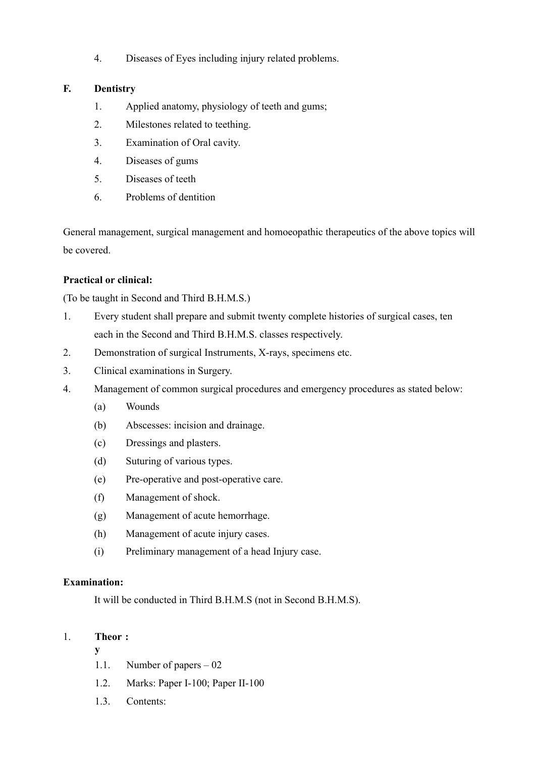4. Diseases of Eyes including injury related problems.

**F. Dentistry**

1. Applied anatomy, physiology of teeth and gums;
2. Milestones related to teething.
3. Examination of Oral cavity.
4. Diseases of gums
5. Diseases of teeth
6. Problems of dentition

General management, surgical management and homoeopathic therapeutics of the above topics will be covered.

**Practical or clinical:**

(To be taught in Second and Third B.H.M.S.)

1. Every student shall prepare and submit twenty complete histories of surgical cases, ten each in the Second and Third B.H.M.S. classes respectively.
2. Demonstration of surgical Instruments, X-rays, specimens etc.
3. Clinical examinations in Surgery.
4. Management of common surgical procedures and emergency procedures as stated below:
   - (a) Wounds
   - (b) Abscesses: incision and drainage.
   - (c) Dressings and plasters.
   - (d) Suturing of various types.
   - (e) Pre-operative and post-operative care.
   - (f) Management of shock.
   - (g) Management of acute hemorrhage.
   - (h) Management of acute injury cases.
   - (i) Preliminary management of a head Injury case.

**Examination:**

It will be conducted in Third B.H.M.S (not in Second B.H.M.S).

1. **Theory :**
   - 1.1. Number of papers – 02
   - 1.2. Marks: Paper I-100; Paper II-100
   - 1.3. Contents: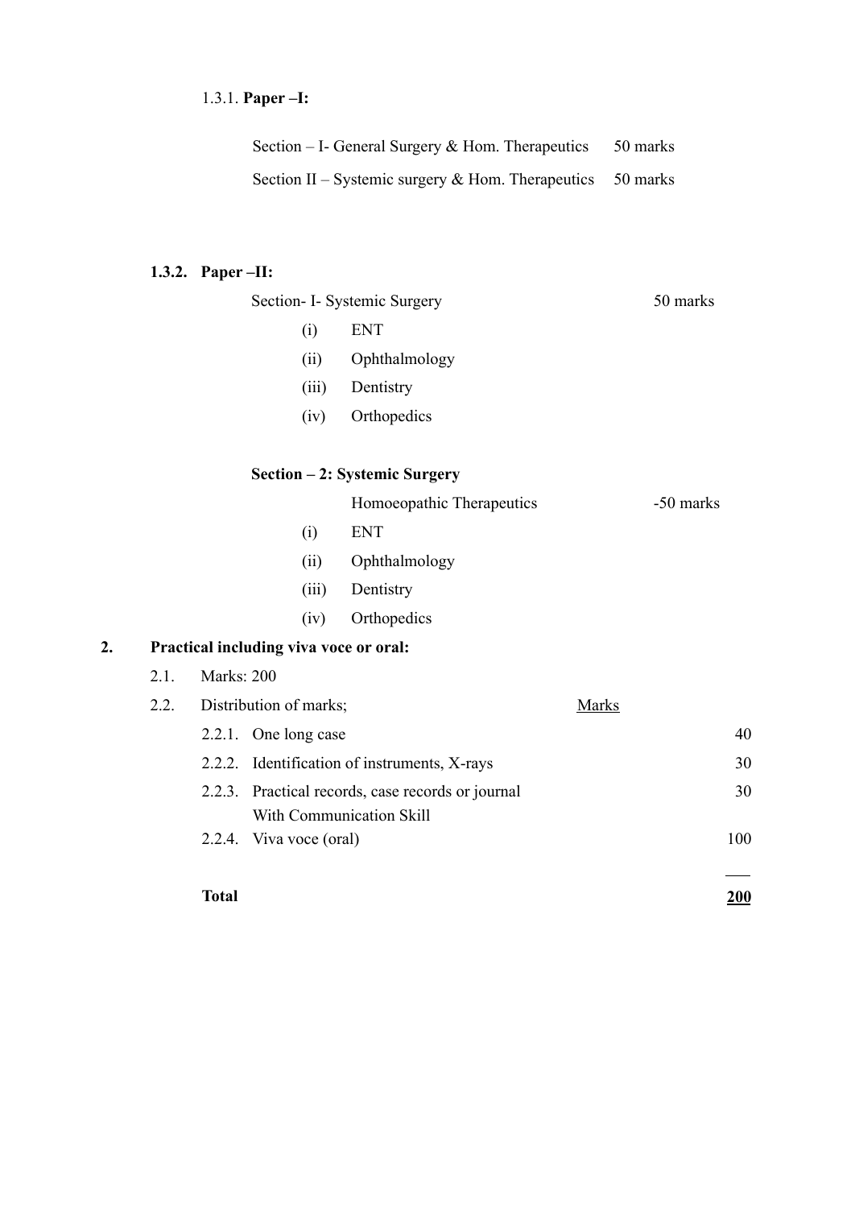1.3.1. **Paper –I:**

| | |
|---|---|
| Section – I- General Surgery & Hom. Therapeutics | 50 marks |
| Section II – Systemic surgery & Hom. Therapeutics | 50 marks |

**1.3.2. Paper –II:**

Section- I- Systemic Surgery — 50 marks

(i) ENT
(ii) Ophthalmology
(iii) Dentistry
(iv) Orthopedics

**Section – 2: Systemic Surgery**

Homoeopathic Therapeutics — -50 marks

(i) ENT
(ii) Ophthalmology
(iii) Dentistry
(iv) Orthopedics

**2. Practical including viva voce or oral:**

2.1. Marks: 200

2.2. Distribution of marks;

| | | Marks |
|---|---|---|
| 2.2.1. | One long case | 40 |
| 2.2.2. | Identification of instruments, X-rays | 30 |
| 2.2.3. | Practical records, case records or journal With Communication Skill | 30 |
| 2.2.4. | Viva voce (oral) | 100 |
| **Total** | | **200** |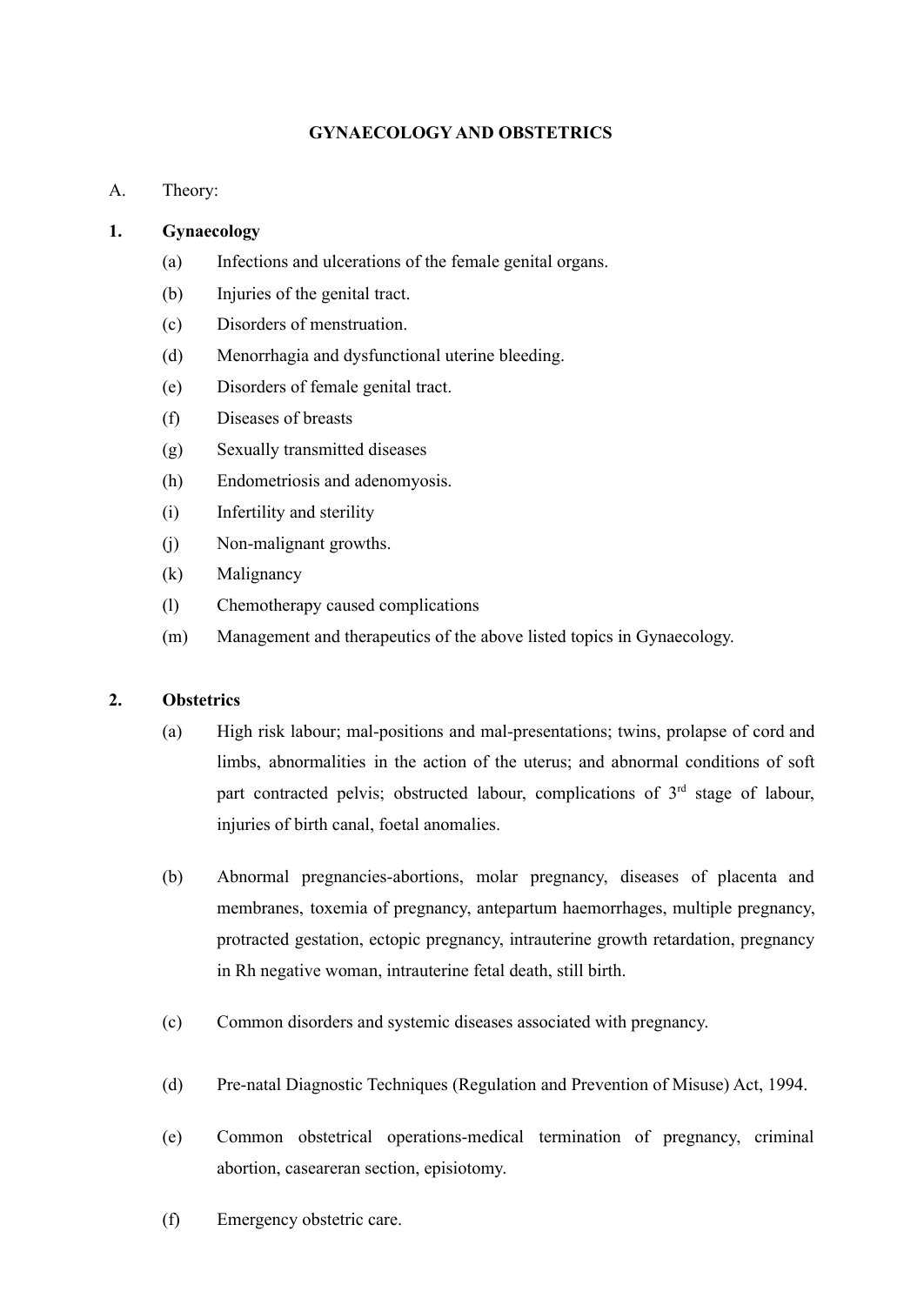**GYNAECOLOGY AND OBSTETRICS**

A. Theory:

**1. Gynaecology**

(a) Infections and ulcerations of the female genital organs.

(b) Injuries of the genital tract.

(c) Disorders of menstruation.

(d) Menorrhagia and dysfunctional uterine bleeding.

(e) Disorders of female genital tract.

(f) Diseases of breasts

(g) Sexually transmitted diseases

(h) Endometriosis and adenomyosis.

(i) Infertility and sterility

(j) Non-malignant growths.

(k) Malignancy

(l) Chemotherapy caused complications

(m) Management and therapeutics of the above listed topics in Gynaecology.

**2. Obstetrics**

(a) High risk labour; mal-positions and mal-presentations; twins, prolapse of cord and limbs, abnormalities in the action of the uterus; and abnormal conditions of soft part contracted pelvis; obstructed labour, complications of 3rd stage of labour, injuries of birth canal, foetal anomalies.

(b) Abnormal pregnancies-abortions, molar pregnancy, diseases of placenta and membranes, toxemia of pregnancy, antepartum haemorrhages, multiple pregnancy, protracted gestation, ectopic pregnancy, intrauterine growth retardation, pregnancy in Rh negative woman, intrauterine fetal death, still birth.

(c) Common disorders and systemic diseases associated with pregnancy.

(d) Pre-natal Diagnostic Techniques (Regulation and Prevention of Misuse) Act, 1994.

(e) Common obstetrical operations-medical termination of pregnancy, criminal abortion, caseareran section, episiotomy.

(f) Emergency obstetric care.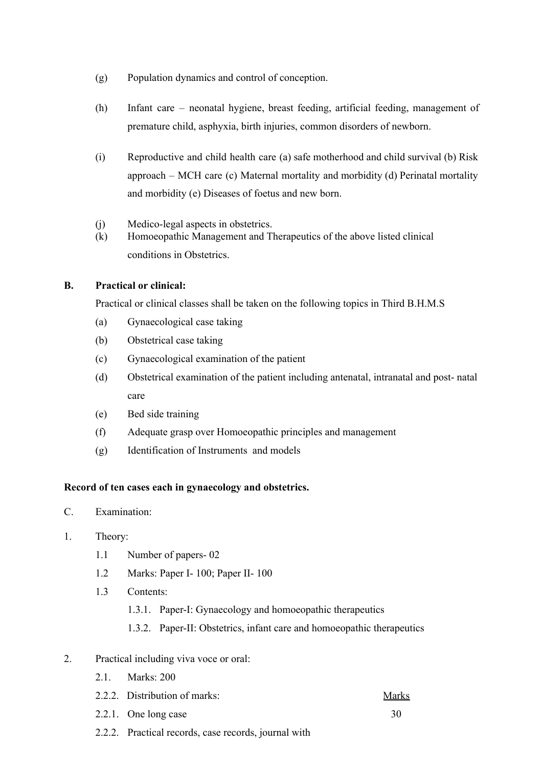(g) Population dynamics and control of conception.

(h) Infant care – neonatal hygiene, breast feeding, artificial feeding, management of premature child, asphyxia, birth injuries, common disorders of newborn.

(i) Reproductive and child health care (a) safe motherhood and child survival (b) Risk approach – MCH care (c) Maternal mortality and morbidity (d) Perinatal mortality and morbidity (e) Diseases of foetus and new born.

(j) Medico-legal aspects in obstetrics.

(k) Homoeopathic Management and Therapeutics of the above listed clinical conditions in Obstetrics.

**B. Practical or clinical:**

Practical or clinical classes shall be taken on the following topics in Third B.H.M.S

(a) Gynaecological case taking

(b) Obstetrical case taking

(c) Gynaecological examination of the patient

(d) Obstetrical examination of the patient including antenatal, intranatal and post- natal care

(e) Bed side training

(f) Adequate grasp over Homoeopathic principles and management

(g) Identification of Instruments and models

**Record of ten cases each in gynaecology and obstetrics.**

C. Examination:

1. Theory:

   1.1 Number of papers- 02

   1.2 Marks: Paper I- 100; Paper II- 100

   1.3 Contents:

   1.3.1. Paper-I: Gynaecology and homoeopathic therapeutics

   1.3.2. Paper-II: Obstetrics, infant care and homoeopathic therapeutics

2. Practical including viva voce or oral:

   2.1. Marks: 200

| 2.2.2. Distribution of marks: | Marks |
|---|---|
| 2.2.1. One long case | 30 |
| 2.2.2. Practical records, case records, journal with | |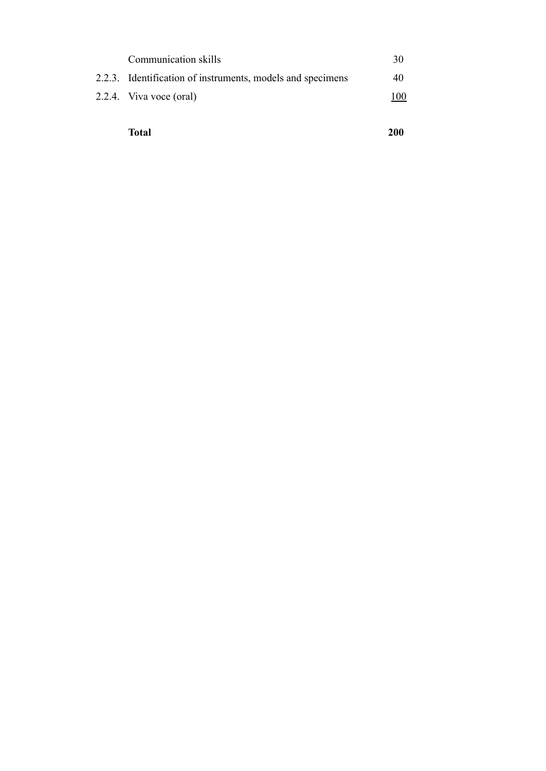| | | |
|---|---|---|
| | Communication skills | 30 |
| 2.2.3. | Identification of instruments, models and specimens | 40 |
| 2.2.4. | Viva voce (oral) | 100 |
| | **Total** | **200** |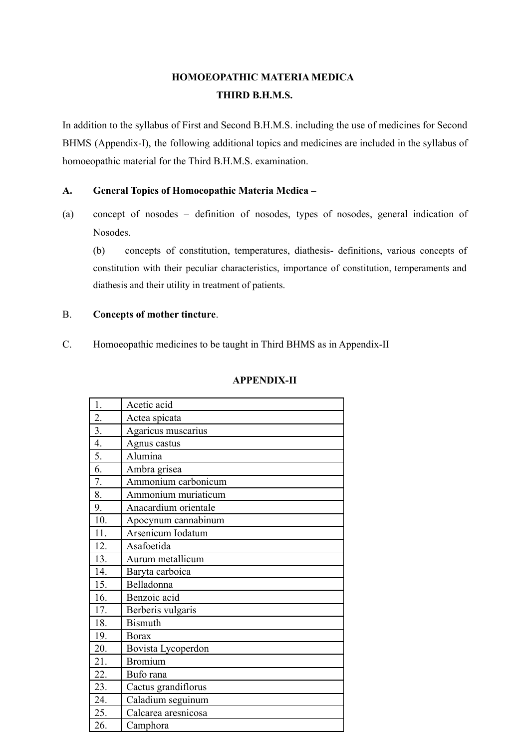**HOMOEOPATHIC MATERIA MEDICA**

**THIRD B.H.M.S.**

In addition to the syllabus of First and Second B.H.M.S. including the use of medicines for Second BHMS (Appendix-I), the following additional topics and medicines are included in the syllabus of homoeopathic material for the Third B.H.M.S. examination.

**A. General Topics of Homoeopathic Materia Medica –**

(a) concept of nosodes – definition of nosodes, types of nosodes, general indication of Nosodes.

(b) concepts of constitution, temperatures, diathesis- definitions, various concepts of constitution with their peculiar characteristics, importance of constitution, temperaments and diathesis and their utility in treatment of patients.

B. **Concepts of mother tincture**.

C. Homoeopathic medicines to be taught in Third BHMS as in Appendix-II

**APPENDIX-II**

| | |
|---|---|
| 1. | Acetic acid |
| 2. | Actea spicata |
| 3. | Agaricus muscarius |
| 4. | Agnus castus |
| 5. | Alumina |
| 6. | Ambra grisea |
| 7. | Ammonium carbonicum |
| 8. | Ammonium muriaticum |
| 9. | Anacardium orientale |
| 10. | Apocynum cannabinum |
| 11. | Arsenicum Iodatum |
| 12. | Asafoetida |
| 13. | Aurum metallicum |
| 14. | Baryta carboica |
| 15. | Belladonna |
| 16. | Benzoic acid |
| 17. | Berberis vulgaris |
| 18. | Bismuth |
| 19. | Borax |
| 20. | Bovista Lycoperdon |
| 21. | Bromium |
| 22. | Bufo rana |
| 23. | Cactus grandiflorus |
| 24. | Caladium seguinum |
| 25. | Calcarea aresnicosa |
| 26. | Camphora |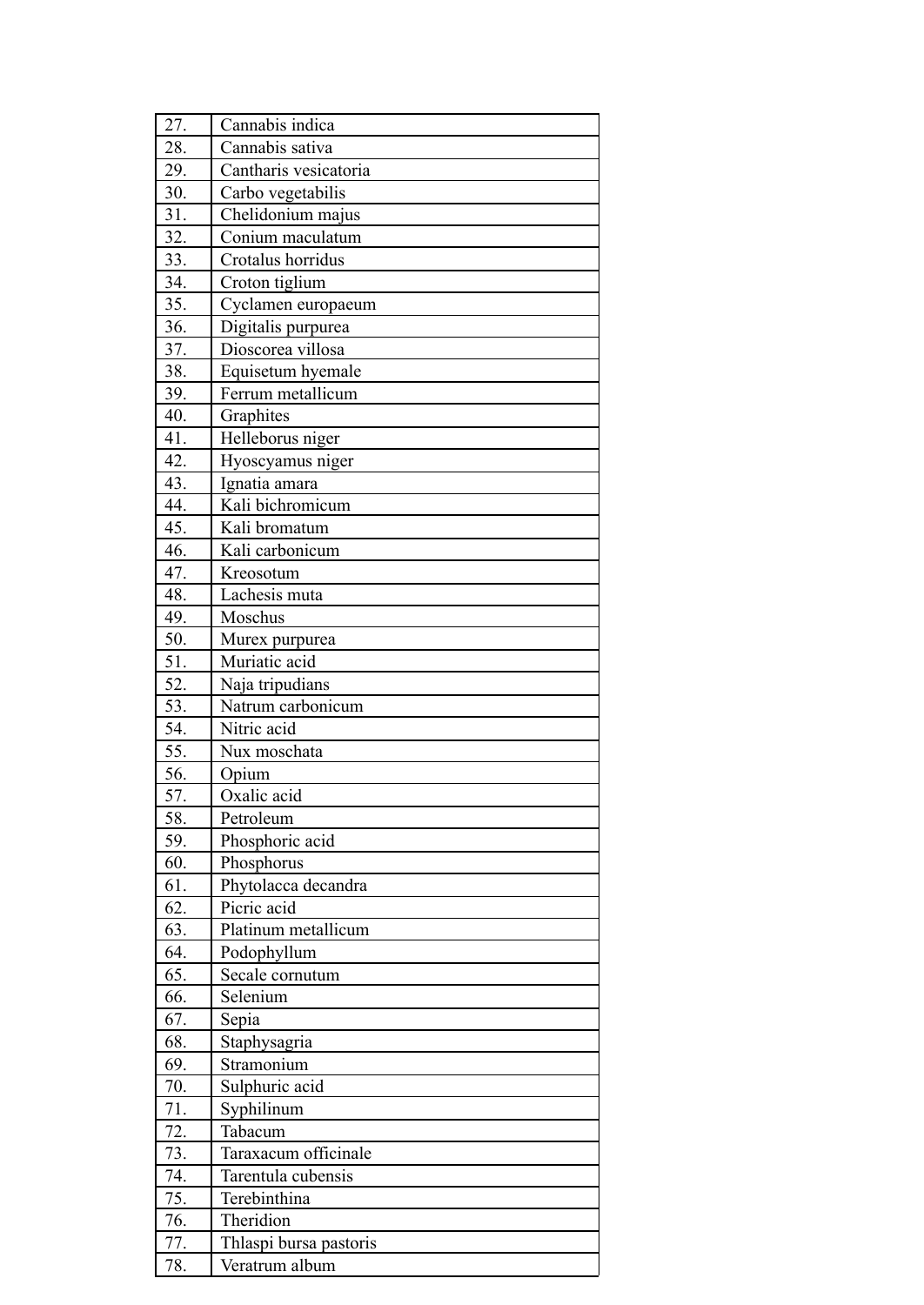| 27. | Cannabis indica |
|---|---|
| 28. | Cannabis sativa |
| 29. | Cantharis vesicatoria |
| 30. | Carbo vegetabilis |
| 31. | Chelidonium majus |
| 32. | Conium maculatum |
| 33. | Crotalus horridus |
| 34. | Croton tiglium |
| 35. | Cyclamen europaeum |
| 36. | Digitalis purpurea |
| 37. | Dioscorea villosa |
| 38. | Equisetum hyemale |
| 39. | Ferrum metallicum |
| 40. | Graphites |
| 41. | Helleborus niger |
| 42. | Hyoscyamus niger |
| 43. | Ignatia amara |
| 44. | Kali bichromicum |
| 45. | Kali bromatum |
| 46. | Kali carbonicum |
| 47. | Kreosotum |
| 48. | Lachesis muta |
| 49. | Moschus |
| 50. | Murex purpurea |
| 51. | Muriatic acid |
| 52. | Naja tripudians |
| 53. | Natrum carbonicum |
| 54. | Nitric acid |
| 55. | Nux moschata |
| 56. | Opium |
| 57. | Oxalic acid |
| 58. | Petroleum |
| 59. | Phosphoric acid |
| 60. | Phosphorus |
| 61. | Phytolacca decandra |
| 62. | Picric acid |
| 63. | Platinum metallicum |
| 64. | Podophyllum |
| 65. | Secale cornutum |
| 66. | Selenium |
| 67. | Sepia |
| 68. | Staphysagria |
| 69. | Stramonium |
| 70. | Sulphuric acid |
| 71. | Syphilinum |
| 72. | Tabacum |
| 73. | Taraxacum officinale |
| 74. | Tarentula cubensis |
| 75. | Terebinthina |
| 76. | Theridion |
| 77. | Thlaspi bursa pastoris |
| 78. | Veratrum album |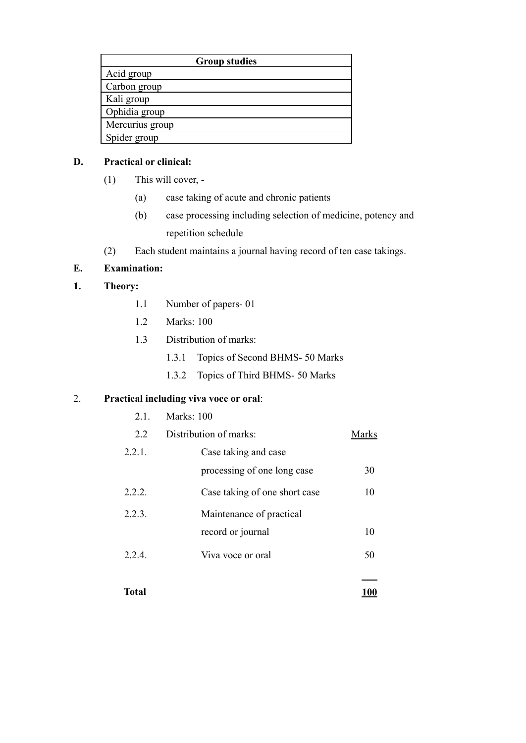| Group studies |
| --- |
| Acid group |
| Carbon group |
| Kali group |
| Ophidia group |
| Mercurius group |
| Spider group |

**D. Practical or clinical:**

(1) This will cover, -

(a) case taking of acute and chronic patients

(b) case processing including selection of medicine, potency and repetition schedule

(2) Each student maintains a journal having record of ten case takings.

**E. Examination:**

**1. Theory:**

1.1 Number of papers- 01

1.2 Marks: 100

1.3 Distribution of marks:

1.3.1 Topics of Second BHMS- 50 Marks

1.3.2 Topics of Third BHMS- 50 Marks

2. **Practical including viva voce or oral**:

2.1. Marks: 100

2.2 Distribution of marks:

| | | Marks |
| --- | --- | --- |
| 2.2.1. | Case taking and case processing of one long case | 30 |
| 2.2.2. | Case taking of one short case | 10 |
| 2.2.3. | Maintenance of practical record or journal | 10 |
| 2.2.4. | Viva voce or oral | 50 |
| **Total** | | **100** |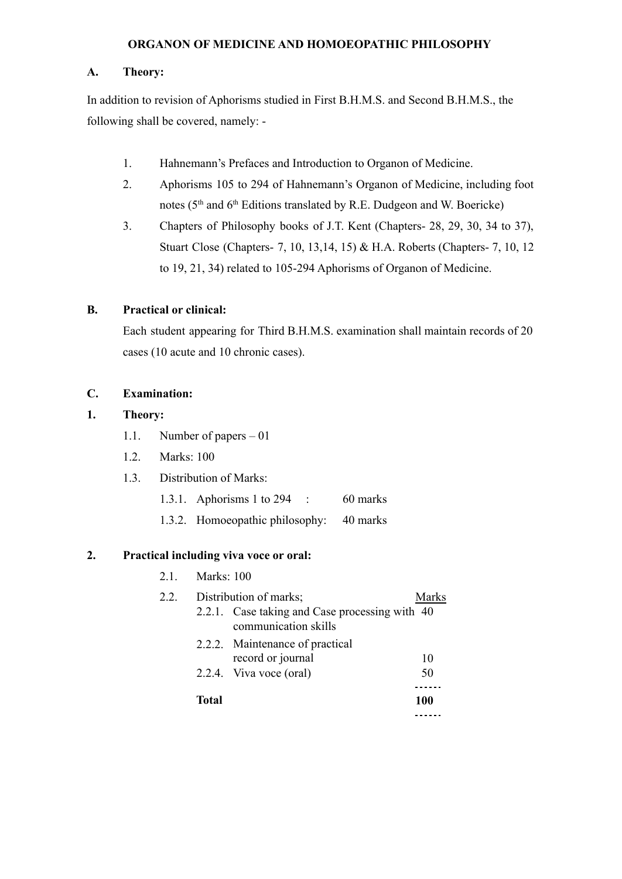# ORGANON OF MEDICINE AND HOMOEOPATHIC PHILOSOPHY

**A. Theory:**

In addition to revision of Aphorisms studied in First B.H.M.S. and Second B.H.M.S., the following shall be covered, namely: -

1. Hahnemann's Prefaces and Introduction to Organon of Medicine.
2. Aphorisms 105 to 294 of Hahnemann's Organon of Medicine, including foot notes (5th and 6th Editions translated by R.E. Dudgeon and W. Boericke)
3. Chapters of Philosophy books of J.T. Kent (Chapters- 28, 29, 30, 34 to 37), Stuart Close (Chapters- 7, 10, 13,14, 15) & H.A. Roberts (Chapters- 7, 10, 12 to 19, 21, 34) related to 105-294 Aphorisms of Organon of Medicine.

**B. Practical or clinical:**

Each student appearing for Third B.H.M.S. examination shall maintain records of 20 cases (10 acute and 10 chronic cases).

**C. Examination:**

**1. Theory:**

- 1.1. Number of papers – 01
- 1.2. Marks: 100
- 1.3. Distribution of Marks:
  - 1.3.1. Aphorisms 1 to 294 : 60 marks
  - 1.3.2. Homoeopathic philosophy: 40 marks

**2. Practical including viva voce or oral:**

- 2.1. Marks: 100
- 2.2. Distribution of marks;

| | Distribution of marks | Marks |
|---|---|---|
| 2.2.1. | Case taking and Case processing with communication skills | 40 |
| 2.2.2. | Maintenance of practical record or journal | 10 |
| 2.2.4. | Viva voce (oral) | 50 |
| | **Total** | **100** |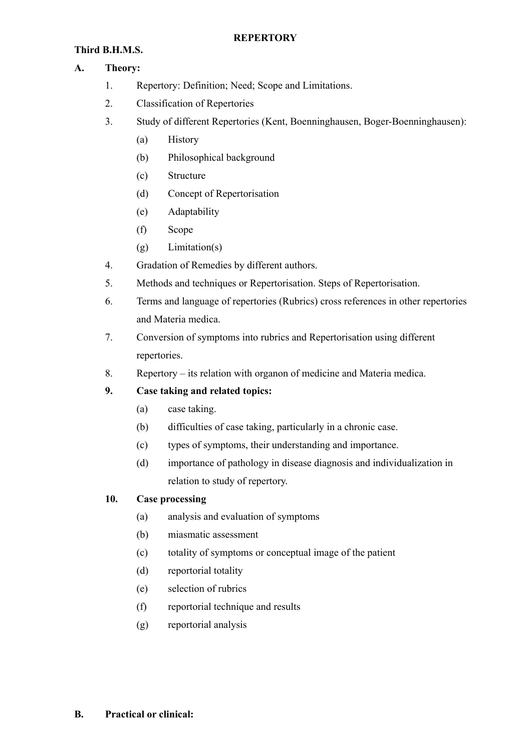# REPERTORY

## Third B.H.M.S.

### A. Theory:

1. Repertory: Definition; Need; Scope and Limitations.
2. Classification of Repertories
3. Study of different Repertories (Kent, Boenninghausen, Boger-Boenninghausen):
   - (a) History
   - (b) Philosophical background
   - (c) Structure
   - (d) Concept of Repertorisation
   - (e) Adaptability
   - (f) Scope
   - (g) Limitation(s)
4. Gradation of Remedies by different authors.
5. Methods and techniques or Repertorisation. Steps of Repertorisation.
6. Terms and language of repertories (Rubrics) cross references in other repertories and Materia medica.
7. Conversion of symptoms into rubrics and Repertorisation using different repertories.
8. Repertory – its relation with organon of medicine and Materia medica.
9. **Case taking and related topics:**
   - (a) case taking.
   - (b) difficulties of case taking, particularly in a chronic case.
   - (c) types of symptoms, their understanding and importance.
   - (d) importance of pathology in disease diagnosis and individualization in relation to study of repertory.
10. **Case processing**
    - (a) analysis and evaluation of symptoms
    - (b) miasmatic assessment
    - (c) totality of symptoms or conceptual image of the patient
    - (d) reportorial totality
    - (e) selection of rubrics
    - (f) reportorial technique and results
    - (g) reportorial analysis

### B. Practical or clinical: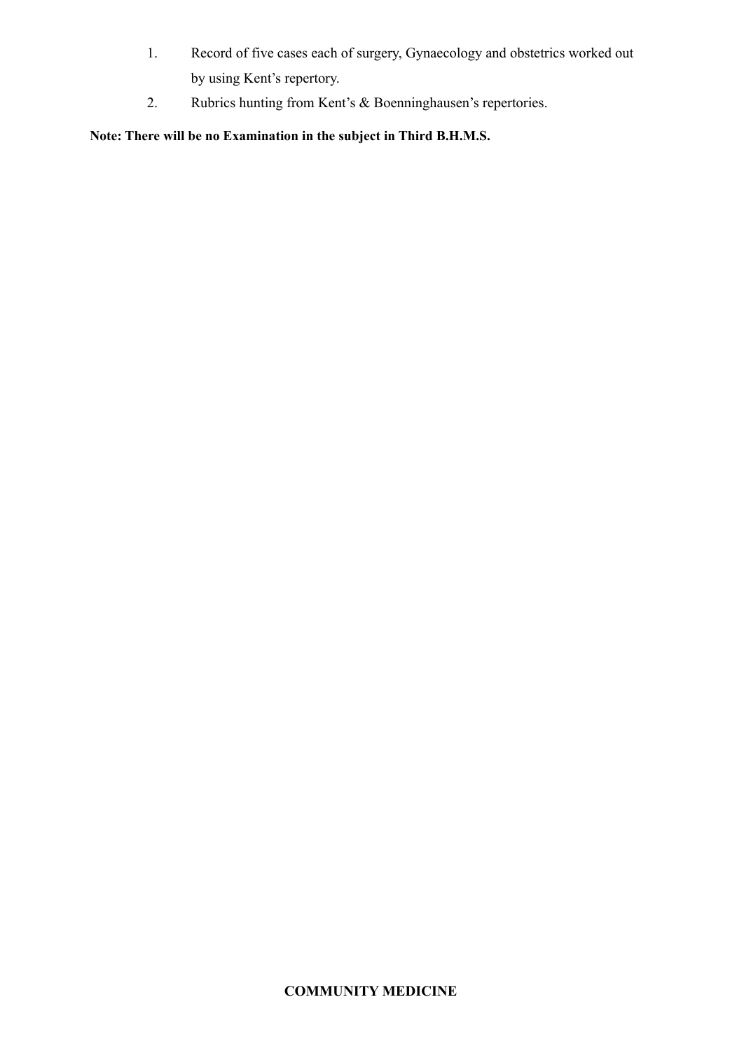1. Record of five cases each of surgery, Gynaecology and obstetrics worked out by using Kent's repertory.
2. Rubrics hunting from Kent's & Boenninghausen's repertories.

**Note: There will be no Examination in the subject in Third B.H.M.S.**

## COMMUNITY MEDICINE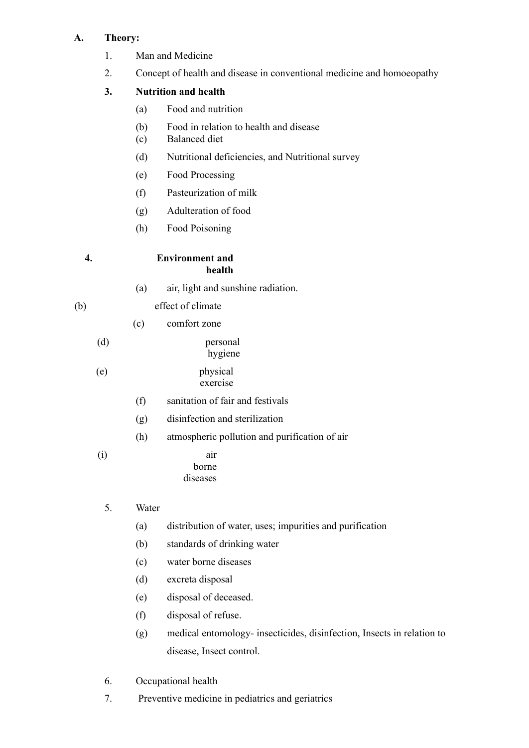**A. Theory:**

1. Man and Medicine
2. Concept of health and disease in conventional medicine and homoeopathy
3. **Nutrition and health**
   - (a) Food and nutrition
   - (b) Food in relation to health and disease
   - (c) Balanced diet
   - (d) Nutritional deficiencies, and Nutritional survey
   - (e) Food Processing
   - (f) Pasteurization of milk
   - (g) Adulteration of food
   - (h) Food Poisoning
4. **Environment and health**
   - (a) air, light and sunshine radiation.
   - (b) effect of climate
   - (c) comfort zone
   - (d) personal hygiene
   - (e) physical exercise
   - (f) sanitation of fair and festivals
   - (g) disinfection and sterilization
   - (h) atmospheric pollution and purification of air
   - (i) air borne diseases
5. Water
   - (a) distribution of water, uses; impurities and purification
   - (b) standards of drinking water
   - (c) water borne diseases
   - (d) excreta disposal
   - (e) disposal of deceased.
   - (f) disposal of refuse.
   - (g) medical entomology- insecticides, disinfection, Insects in relation to disease, Insect control.
6. Occupational health
7. Preventive medicine in pediatrics and geriatrics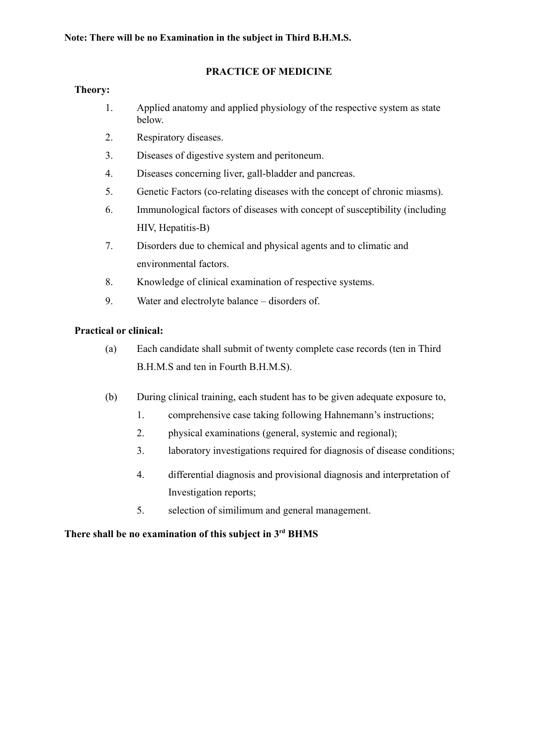**Note: There will be no Examination in the subject in Third B.H.M.S.**

## PRACTICE OF MEDICINE

**Theory:**

1. Applied anatomy and applied physiology of the respective system as state below.
2. Respiratory diseases.
3. Diseases of digestive system and peritoneum.
4. Diseases concerning liver, gall-bladder and pancreas.
5. Genetic Factors (co-relating diseases with the concept of chronic miasms).
6. Immunological factors of diseases with concept of susceptibility (including HIV, Hepatitis-B)
7. Disorders due to chemical and physical agents and to climatic and environmental factors.
8. Knowledge of clinical examination of respective systems.
9. Water and electrolyte balance – disorders of.

**Practical or clinical:**

(a) Each candidate shall submit of twenty complete case records (ten in Third B.H.M.S and ten in Fourth B.H.M.S).

(b) During clinical training, each student has to be given adequate exposure to,

1. comprehensive case taking following Hahnemann's instructions;
2. physical examinations (general, systemic and regional);
3. laboratory investigations required for diagnosis of disease conditions;
4. differential diagnosis and provisional diagnosis and interpretation of Investigation reports;
5. selection of similimum and general management.

**There shall be no examination of this subject in 3rd BHMS**